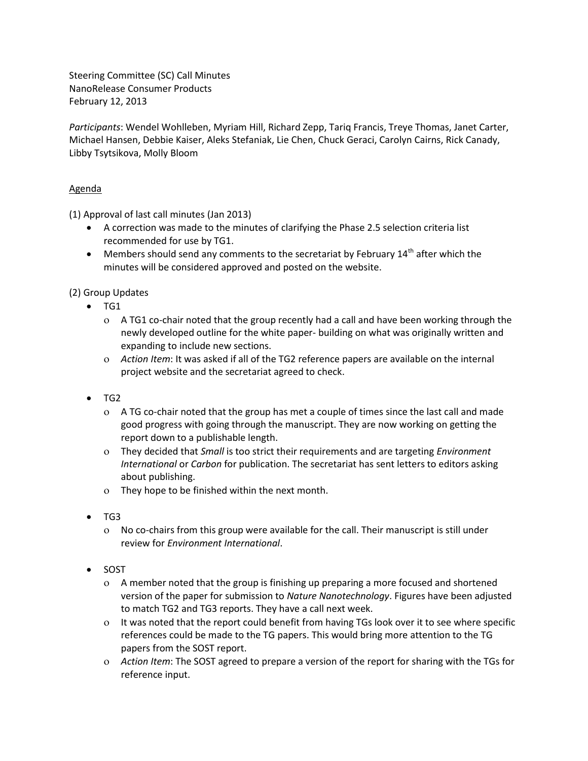Steering Committee (SC) Call Minutes
NanoRelease Consumer Products
February 12, 2013

*Participants*: Wendel Wohlleben, Myriam Hill, Richard Zepp, Tariq Francis, Treye Thomas, Janet Carter, Michael Hansen, Debbie Kaiser, Aleks Stefaniak, Lie Chen, Chuck Geraci, Carolyn Cairns, Rick Canady, Libby Tsytsikova, Molly Bloom

<u>Agenda</u>

(1) Approval of last call minutes (Jan 2013)

- A correction was made to the minutes of clarifying the Phase 2.5 selection criteria list recommended for use by TG1.
- Members should send any comments to the secretariat by February 14th after which the minutes will be considered approved and posted on the website.

(2) Group Updates

- TG1
  - A TG1 co-chair noted that the group recently had a call and have been working through the newly developed outline for the white paper- building on what was originally written and expanding to include new sections.
  - *Action Item*: It was asked if all of the TG2 reference papers are available on the internal project website and the secretariat agreed to check.
- TG2
  - A TG co-chair noted that the group has met a couple of times since the last call and made good progress with going through the manuscript. They are now working on getting the report down to a publishable length.
  - They decided that *Small* is too strict their requirements and are targeting *Environment International* or *Carbon* for publication. The secretariat has sent letters to editors asking about publishing.
  - They hope to be finished within the next month.
- TG3
  - No co-chairs from this group were available for the call. Their manuscript is still under review for *Environment International*.
- SOST
  - A member noted that the group is finishing up preparing a more focused and shortened version of the paper for submission to *Nature Nanotechnology*. Figures have been adjusted to match TG2 and TG3 reports. They have a call next week.
  - It was noted that the report could benefit from having TGs look over it to see where specific references could be made to the TG papers. This would bring more attention to the TG papers from the SOST report.
  - *Action Item*: The SOST agreed to prepare a version of the report for sharing with the TGs for reference input.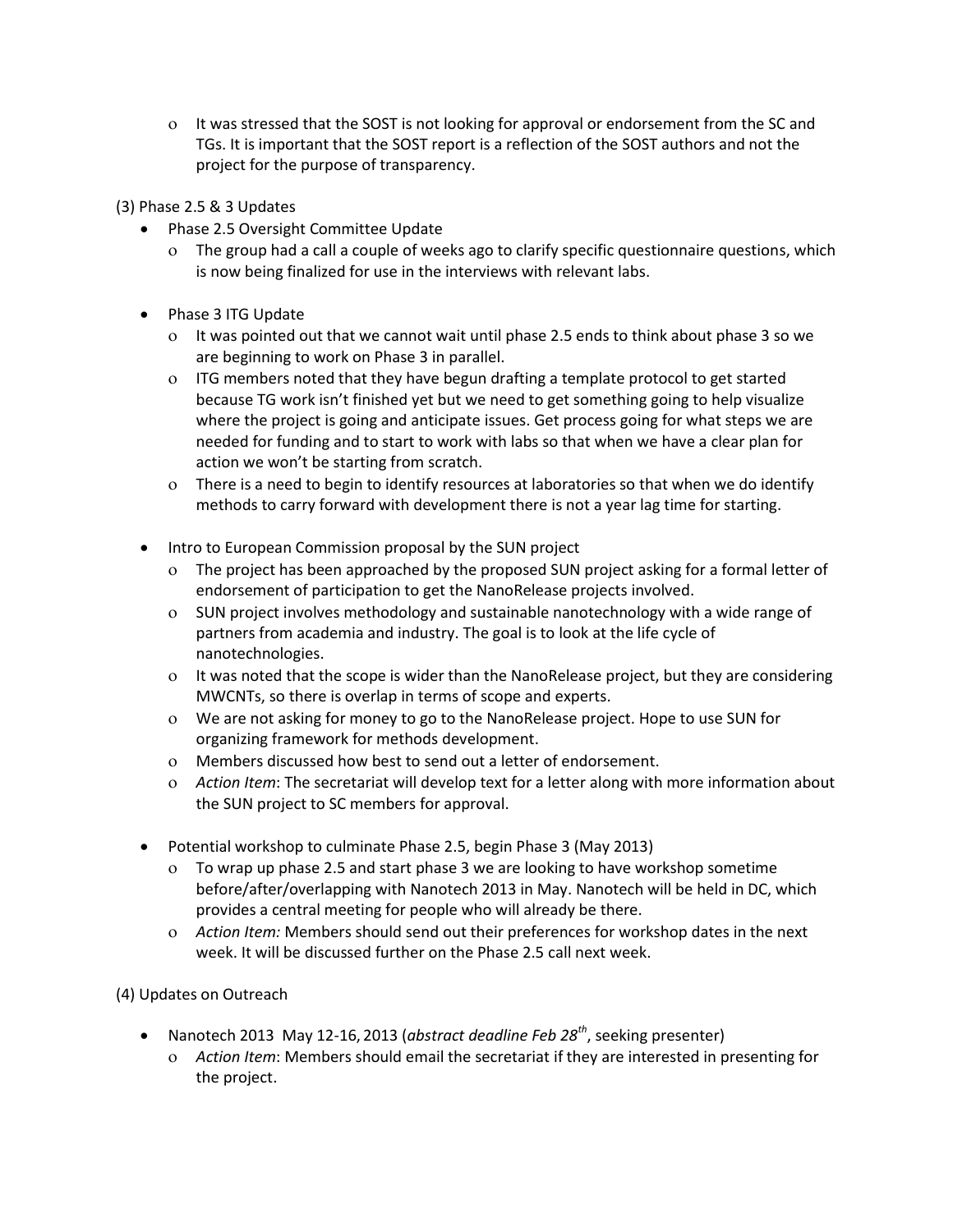- It was stressed that the SOST is not looking for approval or endorsement from the SC and TGs. It is important that the SOST report is a reflection of the SOST authors and not the project for the purpose of transparency.

(3) Phase 2.5 & 3 Updates

- Phase 2.5 Oversight Committee Update
  - The group had a call a couple of weeks ago to clarify specific questionnaire questions, which is now being finalized for use in the interviews with relevant labs.

- Phase 3 ITG Update
  - It was pointed out that we cannot wait until phase 2.5 ends to think about phase 3 so we are beginning to work on Phase 3 in parallel.
  - ITG members noted that they have begun drafting a template protocol to get started because TG work isn't finished yet but we need to get something going to help visualize where the project is going and anticipate issues. Get process going for what steps we are needed for funding and to start to work with labs so that when we have a clear plan for action we won't be starting from scratch.
  - There is a need to begin to identify resources at laboratories so that when we do identify methods to carry forward with development there is not a year lag time for starting.

- Intro to European Commission proposal by the SUN project
  - The project has been approached by the proposed SUN project asking for a formal letter of endorsement of participation to get the NanoRelease projects involved.
  - SUN project involves methodology and sustainable nanotechnology with a wide range of partners from academia and industry. The goal is to look at the life cycle of nanotechnologies.
  - It was noted that the scope is wider than the NanoRelease project, but they are considering MWCNTs, so there is overlap in terms of scope and experts.
  - We are not asking for money to go to the NanoRelease project. Hope to use SUN for organizing framework for methods development.
  - Members discussed how best to send out a letter of endorsement.
  - *Action Item*: The secretariat will develop text for a letter along with more information about the SUN project to SC members for approval.

- Potential workshop to culminate Phase 2.5, begin Phase 3 (May 2013)
  - To wrap up phase 2.5 and start phase 3 we are looking to have workshop sometime before/after/overlapping with Nanotech 2013 in May. Nanotech will be held in DC, which provides a central meeting for people who will already be there.
  - *Action Item:* Members should send out their preferences for workshop dates in the next week. It will be discussed further on the Phase 2.5 call next week.

(4) Updates on Outreach

- Nanotech 2013 May 12-16, 2013 (*abstract deadline Feb 28th*, seeking presenter)
  - *Action Item*: Members should email the secretariat if they are interested in presenting for the project.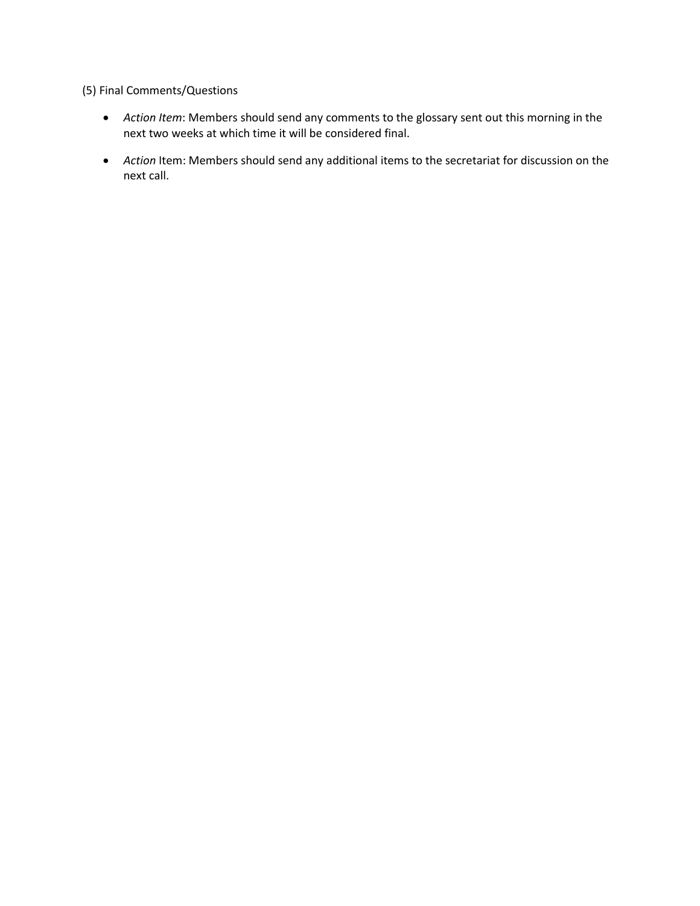(5) Final Comments/Questions

- *Action Item*: Members should send any comments to the glossary sent out this morning in the next two weeks at which time it will be considered final.
- *Action* Item: Members should send any additional items to the secretariat for discussion on the next call.